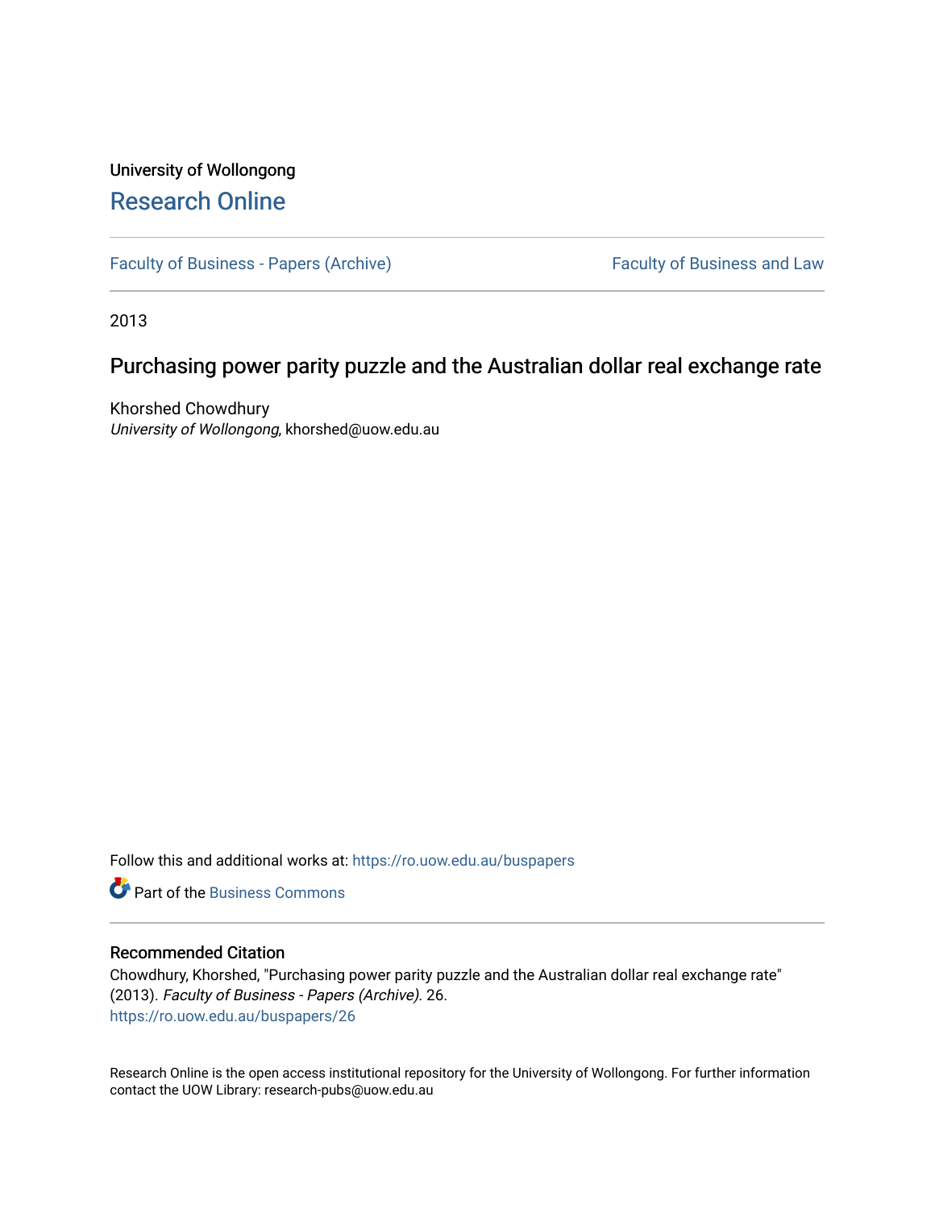University of Wollongong

# Research Online

Faculty of Business - Papers (Archive) | Faculty of Business and Law

2013

## Purchasing power parity puzzle and the Australian dollar real exchange rate

Khorshed Chowdhury
*University of Wollongong*, khorshed@uow.edu.au

Follow this and additional works at: https://ro.uow.edu.au/buspapers

Part of the Business Commons

### Recommended Citation

Chowdhury, Khorshed, "Purchasing power parity puzzle and the Australian dollar real exchange rate" (2013). *Faculty of Business - Papers (Archive)*. 26.
https://ro.uow.edu.au/buspapers/26

Research Online is the open access institutional repository for the University of Wollongong. For further information contact the UOW Library: research-pubs@uow.edu.au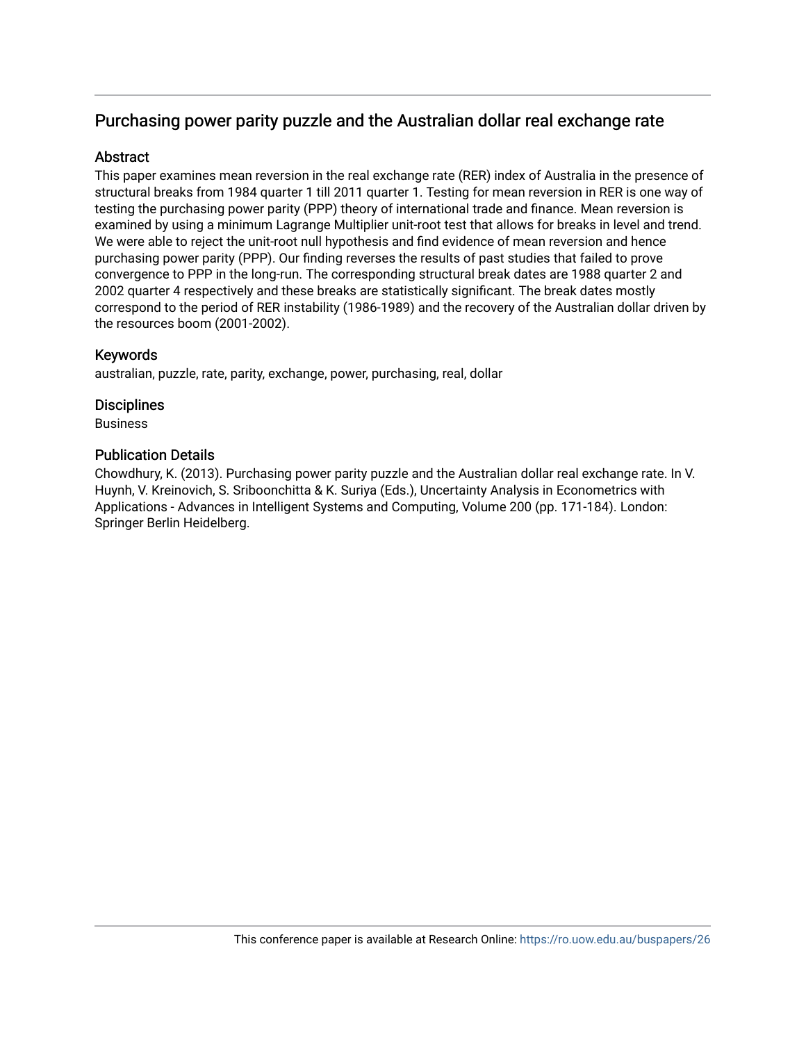# Purchasing power parity puzzle and the Australian dollar real exchange rate

## Abstract

This paper examines mean reversion in the real exchange rate (RER) index of Australia in the presence of structural breaks from 1984 quarter 1 till 2011 quarter 1. Testing for mean reversion in RER is one way of testing the purchasing power parity (PPP) theory of international trade and finance. Mean reversion is examined by using a minimum Lagrange Multiplier unit-root test that allows for breaks in level and trend. We were able to reject the unit-root null hypothesis and find evidence of mean reversion and hence purchasing power parity (PPP). Our finding reverses the results of past studies that failed to prove convergence to PPP in the long-run. The corresponding structural break dates are 1988 quarter 2 and 2002 quarter 4 respectively and these breaks are statistically significant. The break dates mostly correspond to the period of RER instability (1986-1989) and the recovery of the Australian dollar driven by the resources boom (2001-2002).

## Keywords

australian, puzzle, rate, parity, exchange, power, purchasing, real, dollar

## Disciplines

Business

## Publication Details

Chowdhury, K. (2013). Purchasing power parity puzzle and the Australian dollar real exchange rate. In V. Huynh, V. Kreinovich, S. Sriboonchitta & K. Suriya (Eds.), Uncertainty Analysis in Econometrics with Applications - Advances in Intelligent Systems and Computing, Volume 200 (pp. 171-184). London: Springer Berlin Heidelberg.

This conference paper is available at Research Online: https://ro.uow.edu.au/buspapers/26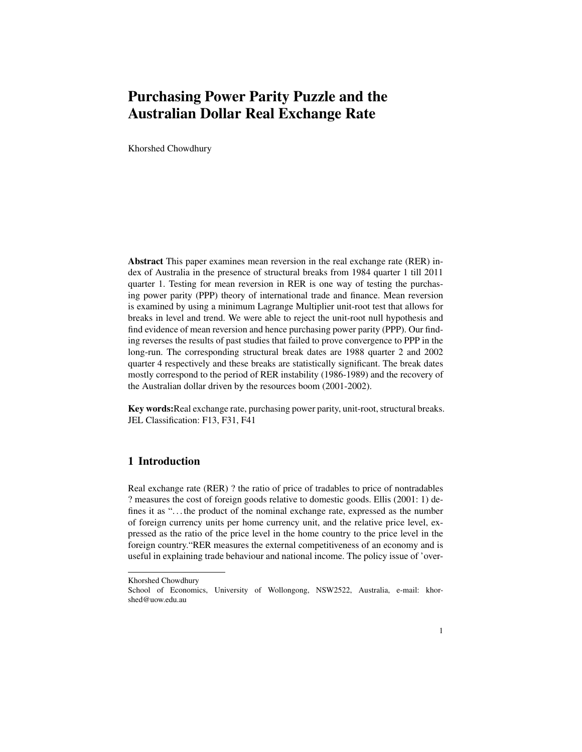# Purchasing Power Parity Puzzle and the Australian Dollar Real Exchange Rate

Khorshed Chowdhury

**Abstract** This paper examines mean reversion in the real exchange rate (RER) index of Australia in the presence of structural breaks from 1984 quarter 1 till 2011 quarter 1. Testing for mean reversion in RER is one way of testing the purchasing power parity (PPP) theory of international trade and finance. Mean reversion is examined by using a minimum Lagrange Multiplier unit-root test that allows for breaks in level and trend. We were able to reject the unit-root null hypothesis and find evidence of mean reversion and hence purchasing power parity (PPP). Our finding reverses the results of past studies that failed to prove convergence to PPP in the long-run. The corresponding structural break dates are 1988 quarter 2 and 2002 quarter 4 respectively and these breaks are statistically significant. The break dates mostly correspond to the period of RER instability (1986-1989) and the recovery of the Australian dollar driven by the resources boom (2001-2002).

**Key words:** Real exchange rate, purchasing power parity, unit-root, structural breaks. JEL Classification: F13, F31, F41

## 1 Introduction

Real exchange rate (RER) ? the ratio of price of tradables to price of nontradables ? measures the cost of foreign goods relative to domestic goods. Ellis (2001: 1) defines it as "…the product of the nominal exchange rate, expressed as the number of foreign currency units per home currency unit, and the relative price level, expressed as the ratio of the price level in the home country to the price level in the foreign country."RER measures the external competitiveness of an economy and is useful in explaining trade behaviour and national income. The policy issue of 'over-

Khorshed Chowdhury
School of Economics, University of Wollongong, NSW2522, Australia, e-mail: khorshed@uow.edu.au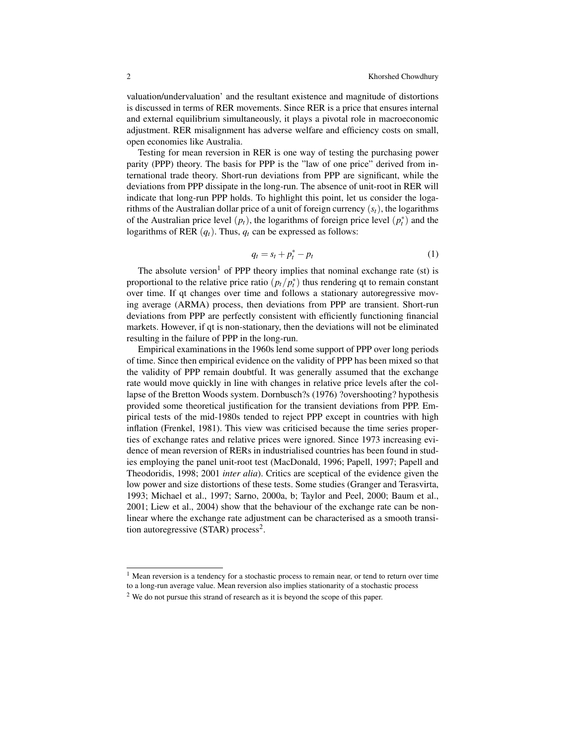valuation/undervaluation' and the resultant existence and magnitude of distortions is discussed in terms of RER movements. Since RER is a price that ensures internal and external equilibrium simultaneously, it plays a pivotal role in macroeconomic adjustment. RER misalignment has adverse welfare and efficiency costs on small, open economies like Australia.

Testing for mean reversion in RER is one way of testing the purchasing power parity (PPP) theory. The basis for PPP is the "law of one price" derived from international trade theory. Short-run deviations from PPP are significant, while the deviations from PPP dissipate in the long-run. The absence of unit-root in RER will indicate that long-run PPP holds. To highlight this point, let us consider the logarithms of the Australian dollar price of a unit of foreign currency $(s_t)$, the logarithms of the Australian price level $(p_t)$, the logarithms of foreign price level $(p_t^*)$ and the logarithms of RER $(q_t)$. Thus, $q_t$ can be expressed as follows:

$$q_t = s_t + p_t^* - p_t \tag{1}$$

The absolute version[1] of PPP theory implies that nominal exchange rate (st) is proportional to the relative price ratio $(p_t/p_t^*)$ thus rendering qt to remain constant over time. If qt changes over time and follows a stationary autoregressive moving average (ARMA) process, then deviations from PPP are transient. Short-run deviations from PPP are perfectly consistent with efficiently functioning financial markets. However, if qt is non-stationary, then the deviations will not be eliminated resulting in the failure of PPP in the long-run.

Empirical examinations in the 1960s lend some support of PPP over long periods of time. Since then empirical evidence on the validity of PPP has been mixed so that the validity of PPP remain doubtful. It was generally assumed that the exchange rate would move quickly in line with changes in relative price levels after the collapse of the Bretton Woods system. Dornbusch?s (1976) ?overshooting? hypothesis provided some theoretical justification for the transient deviations from PPP. Empirical tests of the mid-1980s tended to reject PPP except in countries with high inflation (Frenkel, 1981). This view was criticised because the time series properties of exchange rates and relative prices were ignored. Since 1973 increasing evidence of mean reversion of RERs in industrialised countries has been found in studies employing the panel unit-root test (MacDonald, 1996; Papell, 1997; Papell and Theodoridis, 1998; 2001 *inter alia*). Critics are sceptical of the evidence given the low power and size distortions of these tests. Some studies (Granger and Terasvirta, 1993; Michael et al., 1997; Sarno, 2000a, b; Taylor and Peel, 2000; Baum et al., 2001; Liew et al., 2004) show that the behaviour of the exchange rate can be nonlinear where the exchange rate adjustment can be characterised as a smooth transition autoregressive (STAR) process[2].

---

[1] Mean reversion is a tendency for a stochastic process to remain near, or tend to return over time to a long-run average value. Mean reversion also implies stationarity of a stochastic process

[2] We do not pursue this strand of research as it is beyond the scope of this paper.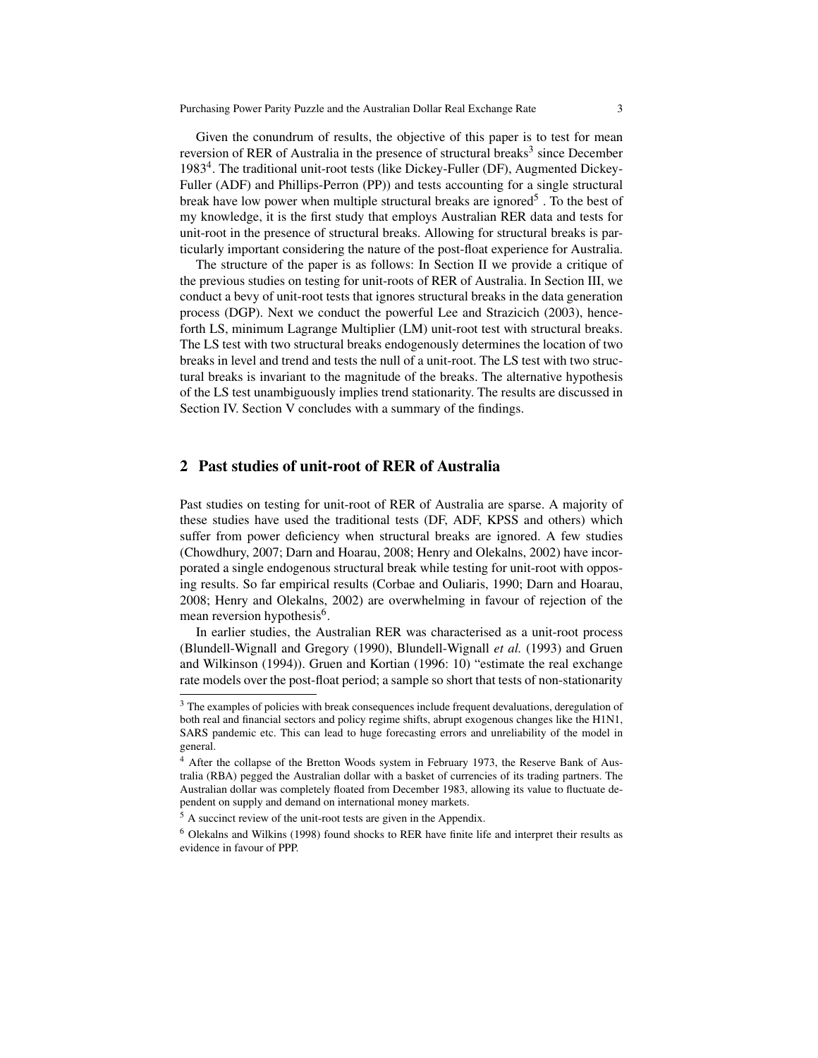Given the conundrum of results, the objective of this paper is to test for mean reversion of RER of Australia in the presence of structural breaks[3] since December 1983[4]. The traditional unit-root tests (like Dickey-Fuller (DF), Augmented Dickey-Fuller (ADF) and Phillips-Perron (PP)) and tests accounting for a single structural break have low power when multiple structural breaks are ignored[5] . To the best of my knowledge, it is the first study that employs Australian RER data and tests for unit-root in the presence of structural breaks. Allowing for structural breaks is particularly important considering the nature of the post-float experience for Australia.

The structure of the paper is as follows: In Section II we provide a critique of the previous studies on testing for unit-roots of RER of Australia. In Section III, we conduct a bevy of unit-root tests that ignores structural breaks in the data generation process (DGP). Next we conduct the powerful Lee and Strazicich (2003), henceforth LS, minimum Lagrange Multiplier (LM) unit-root test with structural breaks. The LS test with two structural breaks endogenously determines the location of two breaks in level and trend and tests the null of a unit-root. The LS test with two structural breaks is invariant to the magnitude of the breaks. The alternative hypothesis of the LS test unambiguously implies trend stationarity. The results are discussed in Section IV. Section V concludes with a summary of the findings.

## 2 Past studies of unit-root of RER of Australia

Past studies on testing for unit-root of RER of Australia are sparse. A majority of these studies have used the traditional tests (DF, ADF, KPSS and others) which suffer from power deficiency when structural breaks are ignored. A few studies (Chowdhury, 2007; Darn and Hoarau, 2008; Henry and Olekalns, 2002) have incorporated a single endogenous structural break while testing for unit-root with opposing results. So far empirical results (Corbae and Ouliaris, 1990; Darn and Hoarau, 2008; Henry and Olekalns, 2002) are overwhelming in favour of rejection of the mean reversion hypothesis[6].

In earlier studies, the Australian RER was characterised as a unit-root process (Blundell-Wignall and Gregory (1990), Blundell-Wignall *et al.* (1993) and Gruen and Wilkinson (1994)). Gruen and Kortian (1996: 10) "estimate the real exchange rate models over the post-float period; a sample so short that tests of non-stationarity

[3] The examples of policies with break consequences include frequent devaluations, deregulation of both real and financial sectors and policy regime shifts, abrupt exogenous changes like the H1N1, SARS pandemic etc. This can lead to huge forecasting errors and unreliability of the model in general.

[4] After the collapse of the Bretton Woods system in February 1973, the Reserve Bank of Australia (RBA) pegged the Australian dollar with a basket of currencies of its trading partners. The Australian dollar was completely floated from December 1983, allowing its value to fluctuate dependent on supply and demand on international money markets.

[5] A succinct review of the unit-root tests are given in the Appendix.

[6] Olekalns and Wilkins (1998) found shocks to RER have finite life and interpret their results as evidence in favour of PPP.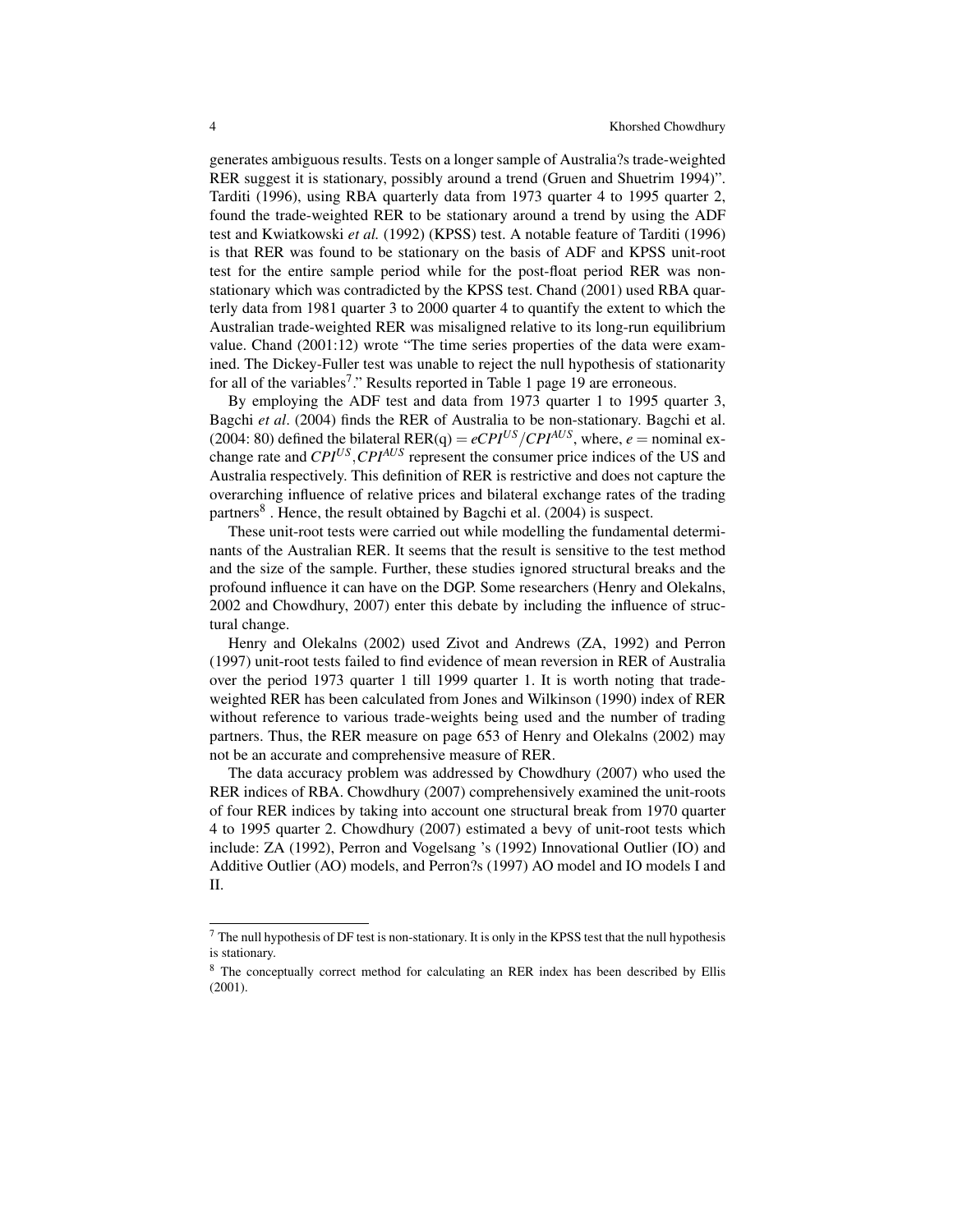generates ambiguous results. Tests on a longer sample of Australia?s trade-weighted RER suggest it is stationary, possibly around a trend (Gruen and Shuetrim 1994)". Tarditi (1996), using RBA quarterly data from 1973 quarter 4 to 1995 quarter 2, found the trade-weighted RER to be stationary around a trend by using the ADF test and Kwiatkowski *et al.* (1992) (KPSS) test. A notable feature of Tarditi (1996) is that RER was found to be stationary on the basis of ADF and KPSS unit-root test for the entire sample period while for the post-float period RER was non-stationary which was contradicted by the KPSS test. Chand (2001) used RBA quarterly data from 1981 quarter 3 to 2000 quarter 4 to quantify the extent to which the Australian trade-weighted RER was misaligned relative to its long-run equilibrium value. Chand (2001:12) wrote "The time series properties of the data were examined. The Dickey-Fuller test was unable to reject the null hypothesis of stationarity for all of the variables[7]." Results reported in Table 1 page 19 are erroneous.

By employing the ADF test and data from 1973 quarter 1 to 1995 quarter 3, Bagchi *et al*. (2004) finds the RER of Australia to be non-stationary. Bagchi et al. (2004: 80) defined the bilateral RER(q) $= eCPI^{US}/CPI^{AUS}$, where, $e =$ nominal exchange rate and $CPI^{US}, CPI^{AUS}$ represent the consumer price indices of the US and Australia respectively. This definition of RER is restrictive and does not capture the overarching influence of relative prices and bilateral exchange rates of the trading partners[8] . Hence, the result obtained by Bagchi et al. (2004) is suspect.

These unit-root tests were carried out while modelling the fundamental determinants of the Australian RER. It seems that the result is sensitive to the test method and the size of the sample. Further, these studies ignored structural breaks and the profound influence it can have on the DGP. Some researchers (Henry and Olekalns, 2002 and Chowdhury, 2007) enter this debate by including the influence of structural change.

Henry and Olekalns (2002) used Zivot and Andrews (ZA, 1992) and Perron (1997) unit-root tests failed to find evidence of mean reversion in RER of Australia over the period 1973 quarter 1 till 1999 quarter 1. It is worth noting that trade-weighted RER has been calculated from Jones and Wilkinson (1990) index of RER without reference to various trade-weights being used and the number of trading partners. Thus, the RER measure on page 653 of Henry and Olekalns (2002) may not be an accurate and comprehensive measure of RER.

The data accuracy problem was addressed by Chowdhury (2007) who used the RER indices of RBA. Chowdhury (2007) comprehensively examined the unit-roots of four RER indices by taking into account one structural break from 1970 quarter 4 to 1995 quarter 2. Chowdhury (2007) estimated a bevy of unit-root tests which include: ZA (1992), Perron and Vogelsang 's (1992) Innovational Outlier (IO) and Additive Outlier (AO) models, and Perron?s (1997) AO model and IO models I and II.

---

[7] The null hypothesis of DF test is non-stationary. It is only in the KPSS test that the null hypothesis is stationary.

[8] The conceptually correct method for calculating an RER index has been described by Ellis (2001).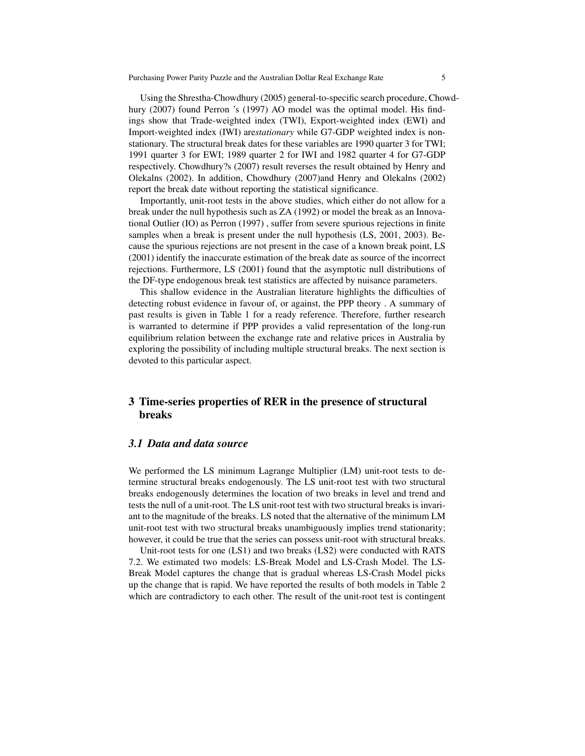Using the Shrestha-Chowdhury (2005) general-to-specific search procedure, Chowdhury (2007) found Perron 's (1997) AO model was the optimal model. His findings show that Trade-weighted index (TWI), Export-weighted index (EWI) and Import-weighted index (IWI) are*stationary* while G7-GDP weighted index is non-stationary. The structural break dates for these variables are 1990 quarter 3 for TWI; 1991 quarter 3 for EWI; 1989 quarter 2 for IWI and 1982 quarter 4 for G7-GDP respectively. Chowdhury?s (2007) result reverses the result obtained by Henry and Olekalns (2002). In addition, Chowdhury (2007)and Henry and Olekalns (2002) report the break date without reporting the statistical significance.

Importantly, unit-root tests in the above studies, which either do not allow for a break under the null hypothesis such as ZA (1992) or model the break as an Innovational Outlier (IO) as Perron (1997) , suffer from severe spurious rejections in finite samples when a break is present under the null hypothesis (LS, 2001, 2003). Because the spurious rejections are not present in the case of a known break point, LS (2001) identify the inaccurate estimation of the break date as source of the incorrect rejections. Furthermore, LS (2001) found that the asymptotic null distributions of the DF-type endogenous break test statistics are affected by nuisance parameters.

This shallow evidence in the Australian literature highlights the difficulties of detecting robust evidence in favour of, or against, the PPP theory . A summary of past results is given in Table 1 for a ready reference. Therefore, further research is warranted to determine if PPP provides a valid representation of the long-run equilibrium relation between the exchange rate and relative prices in Australia by exploring the possibility of including multiple structural breaks. The next section is devoted to this particular aspect.

## 3 Time-series properties of RER in the presence of structural breaks

### *3.1 Data and data source*

We performed the LS minimum Lagrange Multiplier (LM) unit-root tests to determine structural breaks endogenously. The LS unit-root test with two structural breaks endogenously determines the location of two breaks in level and trend and tests the null of a unit-root. The LS unit-root test with two structural breaks is invariant to the magnitude of the breaks. LS noted that the alternative of the minimum LM unit-root test with two structural breaks unambiguously implies trend stationarity; however, it could be true that the series can possess unit-root with structural breaks.

Unit-root tests for one (LS1) and two breaks (LS2) were conducted with RATS 7.2. We estimated two models: LS-Break Model and LS-Crash Model. The LS-Break Model captures the change that is gradual whereas LS-Crash Model picks up the change that is rapid. We have reported the results of both models in Table 2 which are contradictory to each other. The result of the unit-root test is contingent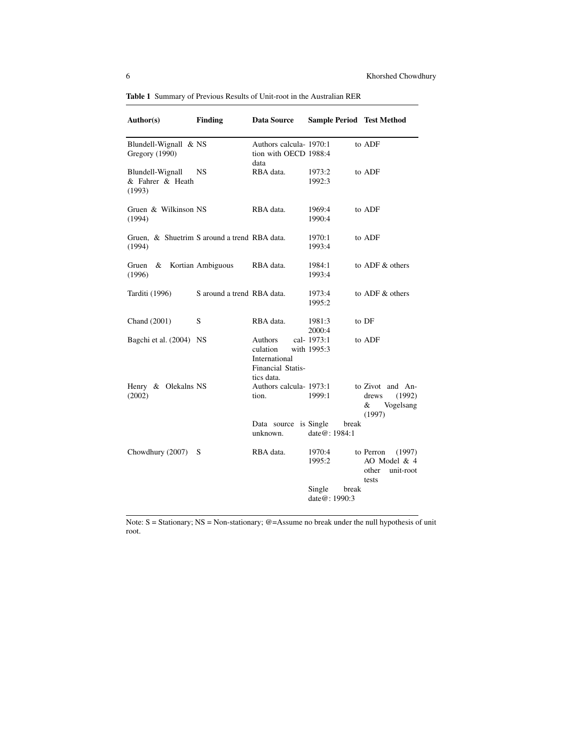**Table 1** Summary of Previous Results of Unit-root in the Australian RER

| Author(s) | Finding | Data Source | Sample Period | Test Method |
|---|---|---|---|---|
| Blundell-Wignall & Gregory (1990) | NS | Authors calculation with OECD data | 1970:1 to 1988:4 | ADF |
| Blundell-Wignall & Fahrer & Heath (1993) | NS | RBA data. | 1973:2 to 1992:3 | ADF |
| Gruen & Wilkinson (1994) | NS | RBA data. | 1969:4 to 1990:4 | ADF |
| Gruen, & Shuetrim (1994) | S around a trend | RBA data. | 1970:1 to 1993:4 | ADF |
| Gruen & Kortian (1996) | Ambiguous | RBA data. | 1984:1 to 1993:4 | ADF & others |
| Tarditi (1996) | S around a trend | RBA data. | 1973:4 to 1995:2 | ADF & others |
| Chand (2001) | S | RBA data. | 1981:3 to 2000:4 | DF |
| Bagchi et al. (2004) | NS | Authors calculation with International Financial Statistics data. | 1973:1 to 1995:3 | ADF |
| Henry & Olekalns (2002) | NS | Authors calculation. Data source is unknown. | 1973:1 to 1999:1 Single break date@: 1984:1 | Zivot and Andrews (1992) & Vogelsang (1997) |
| Chowdhury (2007) | S | RBA data. | 1970:4 to 1995:2 Single break date@: 1990:3 | Perron (1997) AO Model & 4 other unit-root tests |

Note: S = Stationary; NS = Non-stationary; @=Assume no break under the null hypothesis of unit root.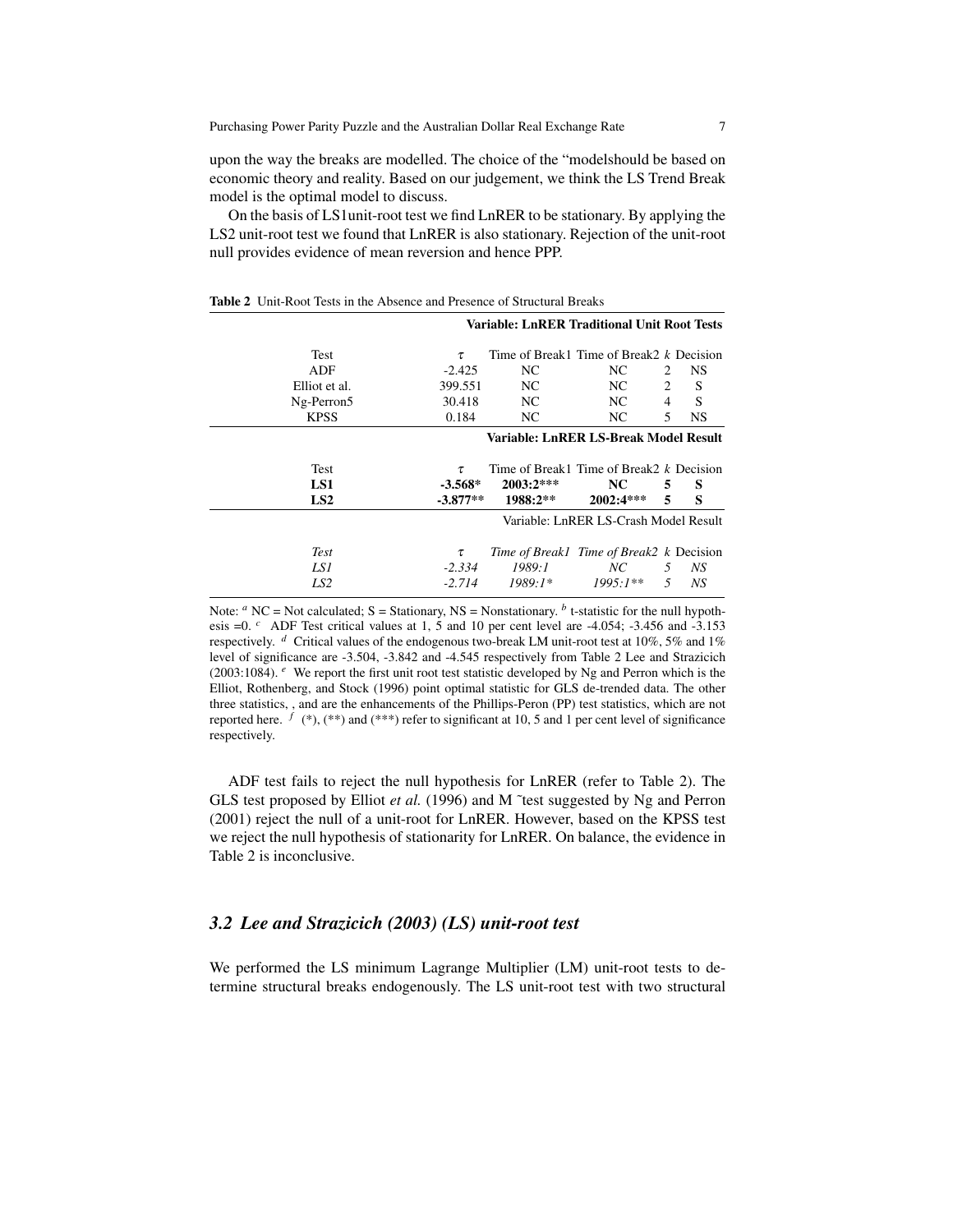upon the way the breaks are modelled. The choice of the "modelshould be based on economic theory and reality. Based on our judgement, we think the LS Trend Break model is the optimal model to discuss.

On the basis of LS1unit-root test we find LnRER to be stationary. By applying the LS2 unit-root test we found that LnRER is also stationary. Rejection of the unit-root null provides evidence of mean reversion and hence PPP.

**Table 2** Unit-Root Tests in the Absence and Presence of Structural Breaks

| | **Variable: LnRER Traditional Unit Root Tests** | | | | |
|---|---|---|---|---|---|
| Test | $\tau$ | Time of Break1 | Time of Break2 | $k$ | Decision |
| ADF | -2.425 | NC | NC | 2 | NS |
| Elliot et al. | 399.551 | NC | NC | 2 | S |
| Ng-Perron5 | 30.418 | NC | NC | 4 | S |
| KPSS | 0.184 | NC | NC | 5 | NS |
| | **Variable: LnRER LS-Break Model Result** | | | | |
| Test | $\tau$ | Time of Break1 | Time of Break2 | $k$ | Decision |
| **LS1** | **-3.568*** | **2003:2*** ** | **NC** | **5** | **S** |
| **LS2** | **-3.877**** | **1988:2**** | **2002:4***** | **5** | **S** |
| | Variable: LnRER LS-Crash Model Result | | | | |
| *Test* | $\tau$ | *Time of Break1* | *Time of Break2* | $k$ | Decision |
| *LS1* | *-2.334* | *1989:1* | *NC* | *5* | *NS* |
| *LS2* | *-2.714* | *1989:1** | *1995:1*** | *5* | *NS* |

Note: [a] NC = Not calculated; S = Stationary, NS = Nonstationary. [b] t-statistic for the null hypothesis =0. [c] ADF Test critical values at 1, 5 and 10 per cent level are -4.054; -3.456 and -3.153 respectively. [d] Critical values of the endogenous two-break LM unit-root test at 10%, 5% and 1% level of significance are -3.504, -3.842 and -4.545 respectively from Table 2 Lee and Strazicich (2003:1084). [e] We report the first unit root test statistic developed by Ng and Perron which is the Elliot, Rothenberg, and Stock (1996) point optimal statistic for GLS de-trended data. The other three statistics, , and are the enhancements of the Phillips-Peron (PP) test statistics, which are not reported here. [f] (*), (**) and (***) refer to significant at 10, 5 and 1 per cent level of significance respectively.

ADF test fails to reject the null hypothesis for LnRER (refer to Table 2). The GLS test proposed by Elliot *et al.* (1996) and M ˜test suggested by Ng and Perron (2001) reject the null of a unit-root for LnRER. However, based on the KPSS test we reject the null hypothesis of stationarity for LnRER. On balance, the evidence in Table 2 is inconclusive.

### *3.2 Lee and Strazicich (2003) (LS) unit-root test*

We performed the LS minimum Lagrange Multiplier (LM) unit-root tests to determine structural breaks endogenously. The LS unit-root test with two structural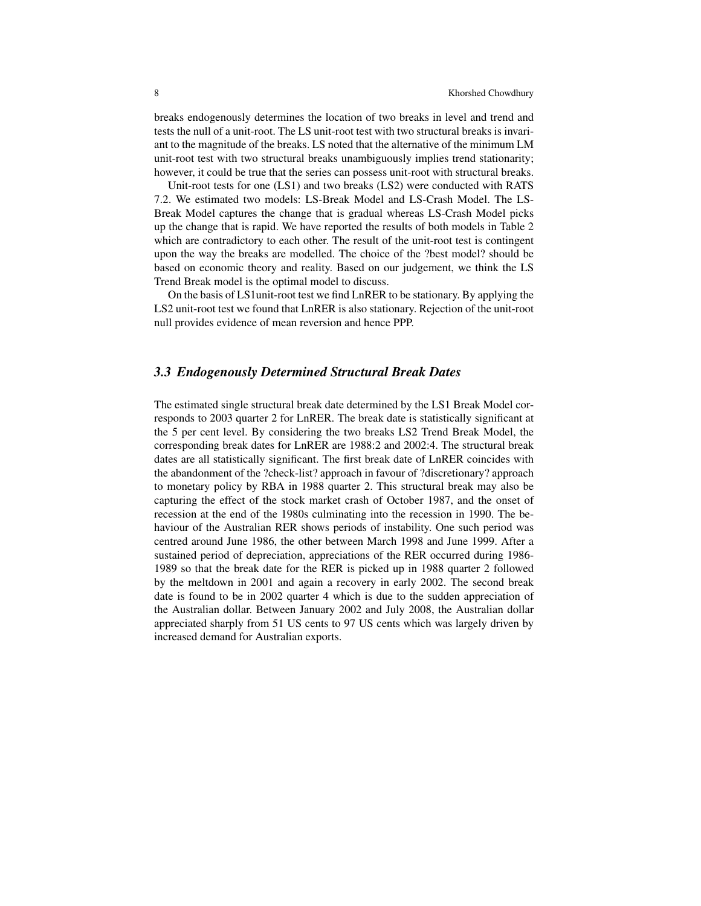breaks endogenously determines the location of two breaks in level and trend and tests the null of a unit-root. The LS unit-root test with two structural breaks is invariant to the magnitude of the breaks. LS noted that the alternative of the minimum LM unit-root test with two structural breaks unambiguously implies trend stationarity; however, it could be true that the series can possess unit-root with structural breaks.

Unit-root tests for one (LS1) and two breaks (LS2) were conducted with RATS 7.2. We estimated two models: LS-Break Model and LS-Crash Model. The LS-Break Model captures the change that is gradual whereas LS-Crash Model picks up the change that is rapid. We have reported the results of both models in Table 2 which are contradictory to each other. The result of the unit-root test is contingent upon the way the breaks are modelled. The choice of the ?best model? should be based on economic theory and reality. Based on our judgement, we think the LS Trend Break model is the optimal model to discuss.

On the basis of LS1unit-root test we find LnRER to be stationary. By applying the LS2 unit-root test we found that LnRER is also stationary. Rejection of the unit-root null provides evidence of mean reversion and hence PPP.

### *3.3 Endogenously Determined Structural Break Dates*

The estimated single structural break date determined by the LS1 Break Model corresponds to 2003 quarter 2 for LnRER. The break date is statistically significant at the 5 per cent level. By considering the two breaks LS2 Trend Break Model, the corresponding break dates for LnRER are 1988:2 and 2002:4. The structural break dates are all statistically significant. The first break date of LnRER coincides with the abandonment of the ?check-list? approach in favour of ?discretionary? approach to monetary policy by RBA in 1988 quarter 2. This structural break may also be capturing the effect of the stock market crash of October 1987, and the onset of recession at the end of the 1980s culminating into the recession in 1990. The behaviour of the Australian RER shows periods of instability. One such period was centred around June 1986, the other between March 1998 and June 1999. After a sustained period of depreciation, appreciations of the RER occurred during 1986-1989 so that the break date for the RER is picked up in 1988 quarter 2 followed by the meltdown in 2001 and again a recovery in early 2002. The second break date is found to be in 2002 quarter 4 which is due to the sudden appreciation of the Australian dollar. Between January 2002 and July 2008, the Australian dollar appreciated sharply from 51 US cents to 97 US cents which was largely driven by increased demand for Australian exports.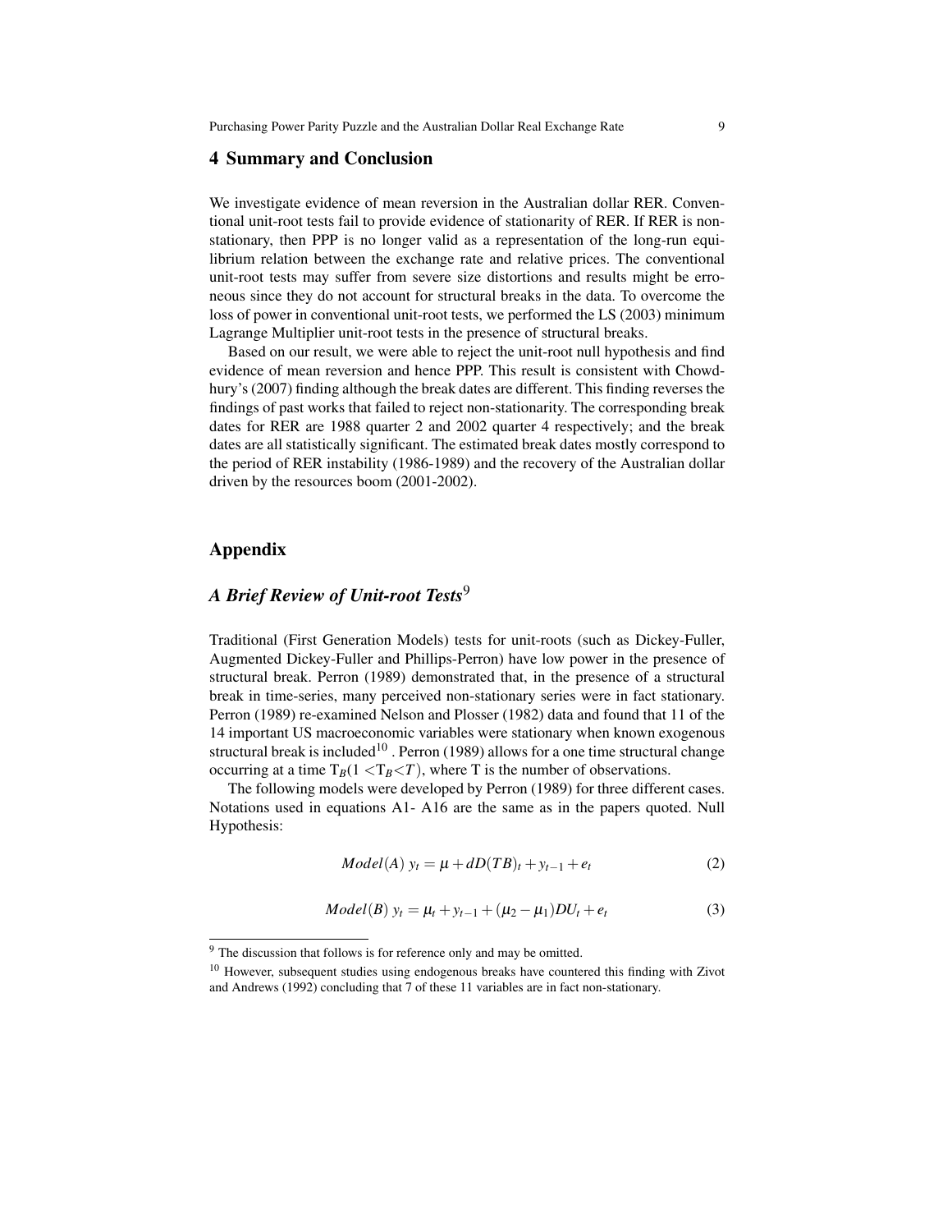## 4 Summary and Conclusion

We investigate evidence of mean reversion in the Australian dollar RER. Conventional unit-root tests fail to provide evidence of stationarity of RER. If RER is nonstationary, then PPP is no longer valid as a representation of the long-run equilibrium relation between the exchange rate and relative prices. The conventional unit-root tests may suffer from severe size distortions and results might be erroneous since they do not account for structural breaks in the data. To overcome the loss of power in conventional unit-root tests, we performed the LS (2003) minimum Lagrange Multiplier unit-root tests in the presence of structural breaks.

Based on our result, we were able to reject the unit-root null hypothesis and find evidence of mean reversion and hence PPP. This result is consistent with Chowdhury's (2007) finding although the break dates are different. This finding reverses the findings of past works that failed to reject non-stationarity. The corresponding break dates for RER are 1988 quarter 2 and 2002 quarter 4 respectively; and the break dates are all statistically significant. The estimated break dates mostly correspond to the period of RER instability (1986-1989) and the recovery of the Australian dollar driven by the resources boom (2001-2002).

## Appendix

### *A Brief Review of Unit-root Tests*[9]

Traditional (First Generation Models) tests for unit-roots (such as Dickey-Fuller, Augmented Dickey-Fuller and Phillips-Perron) have low power in the presence of structural break. Perron (1989) demonstrated that, in the presence of a structural break in time-series, many perceived non-stationary series were in fact stationary. Perron (1989) re-examined Nelson and Plosser (1982) data and found that 11 of the 14 important US macroeconomic variables were stationary when known exogenous structural break is included[10] . Perron (1989) allows for a one time structural change occurring at a time $T_B (1 < T_B < T)$, where T is the number of observations.

The following models were developed by Perron (1989) for three different cases. Notations used in equations A1- A16 are the same as in the papers quoted. Null Hypothesis:

$$Model(A)\ y_t = \mu + dD(TB)_t + y_{t-1} + e_t \tag{2}$$

$$Model(B)\ y_t = \mu_t + y_{t-1} + (\mu_2 - \mu_1)DU_t + e_t \tag{3}$$

[9] The discussion that follows is for reference only and may be omitted.

[10] However, subsequent studies using endogenous breaks have countered this finding with Zivot and Andrews (1992) concluding that 7 of these 11 variables are in fact non-stationary.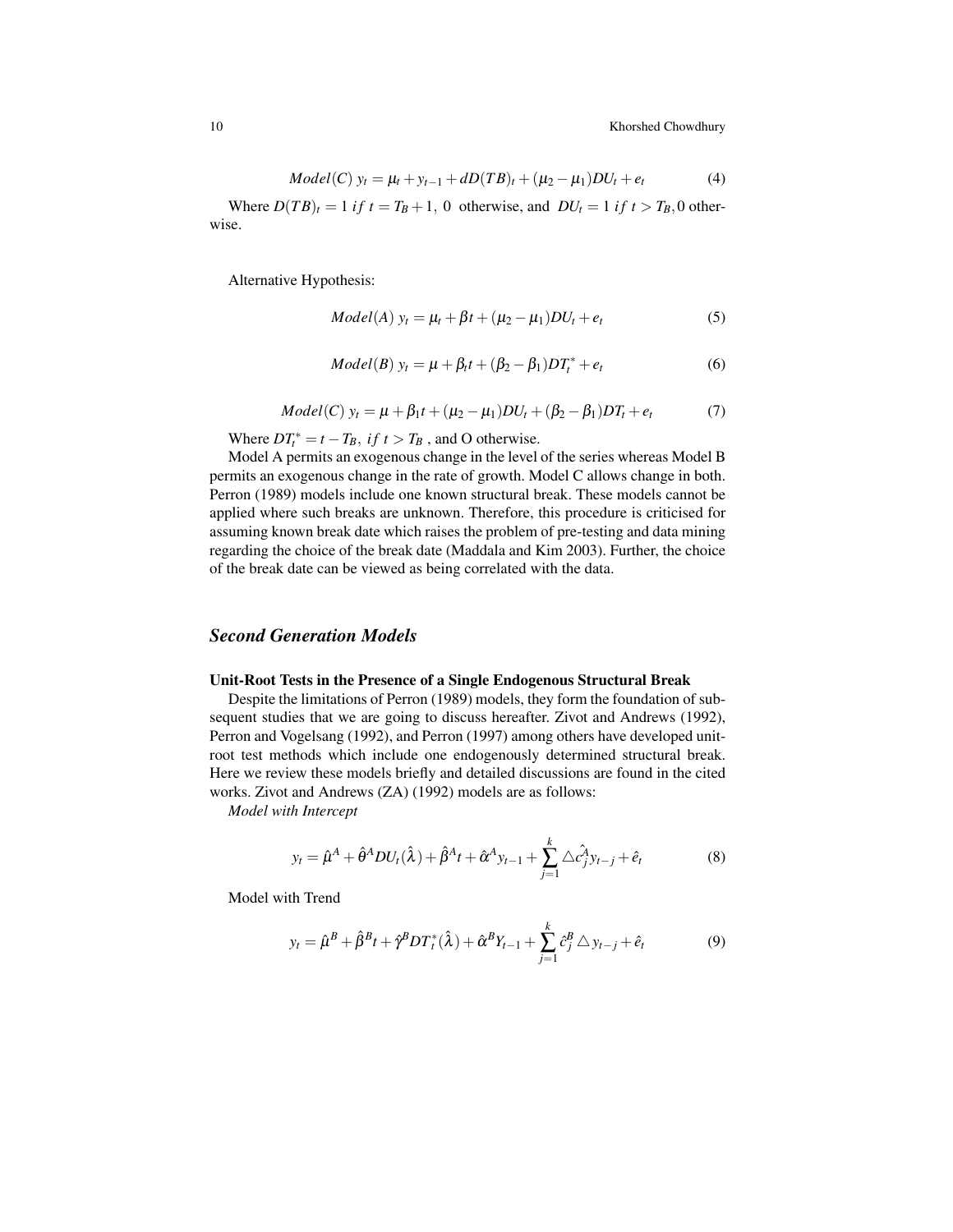$$Model(C)\ y_t = \mu_t + y_{t-1} + dD(TB)_t + (\mu_2 - \mu_1)DU_t + e_t \tag{4}$$

Where $D(TB)_t = 1\ if\ t = T_B + 1,\ 0$ otherwise, and $DU_t = 1\ if\ t > T_B, 0$ otherwise.

Alternative Hypothesis:

$$Model(A)\ y_t = \mu_t + \beta t + (\mu_2 - \mu_1)DU_t + e_t \tag{5}$$

$$Model(B)\ y_t = \mu + \beta_t t + (\beta_2 - \beta_1)DT_t^* + e_t \tag{6}$$

$$Model(C)\ y_t = \mu + \beta_1 t + (\mu_2 - \mu_1)DU_t + (\beta_2 - \beta_1)DT_t + e_t \tag{7}$$

Where $DT_t^* = t - T_B,\ if\ t > T_B$ , and O otherwise.

Model A permits an exogenous change in the level of the series whereas Model B permits an exogenous change in the rate of growth. Model C allows change in both. Perron (1989) models include one known structural break. These models cannot be applied where such breaks are unknown. Therefore, this procedure is criticised for assuming known break date which raises the problem of pre-testing and data mining regarding the choice of the break date (Maddala and Kim 2003). Further, the choice of the break date can be viewed as being correlated with the data.

## *Second Generation Models*

**Unit-Root Tests in the Presence of a Single Endogenous Structural Break**

Despite the limitations of Perron (1989) models, they form the foundation of subsequent studies that we are going to discuss hereafter. Zivot and Andrews (1992), Perron and Vogelsang (1992), and Perron (1997) among others have developed unit-root test methods which include one endogenously determined structural break. Here we review these models briefly and detailed discussions are found in the cited works. Zivot and Andrews (ZA) (1992) models are as follows:

*Model with Intercept*

$$y_t = \hat{\mu}^A + \hat{\theta}^A DU_t(\hat{\lambda}) + \hat{\beta}^A t + \hat{\alpha}^A y_{t-1} + \sum_{j=1}^{k} \triangle \hat{c}_j^A y_{t-j} + \hat{e}_t \tag{8}$$

Model with Trend

$$y_t = \hat{\mu}^B + \hat{\beta}^B t + \hat{\gamma}^B DT_t^*(\hat{\lambda}) + \hat{\alpha}^B Y_{t-1} + \sum_{j=1}^{k} \hat{c}_j^B \triangle y_{t-j} + \hat{e}_t \tag{9}$$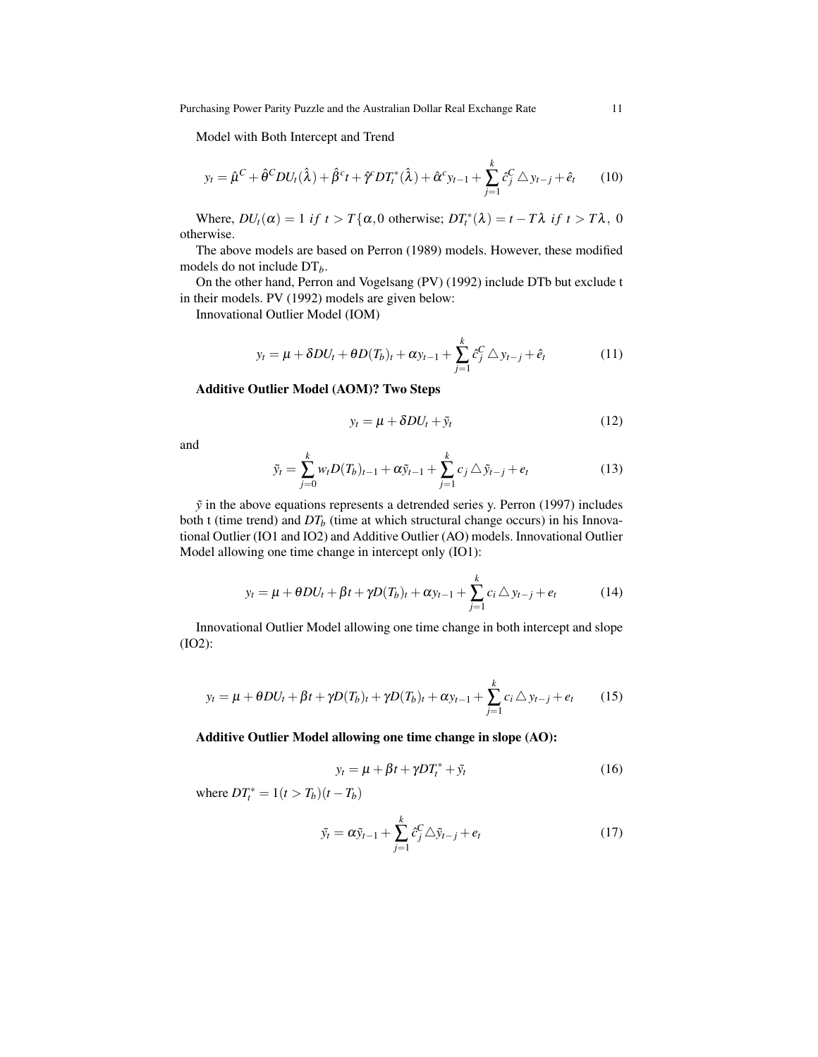Model with Both Intercept and Trend

$$y_t = \hat{\mu}^C + \hat{\theta}^C DU_t(\hat{\lambda}) + \hat{\beta}^c t + \hat{\gamma}^c DT_t^*(\hat{\lambda}) + \hat{\alpha}^c y_{t-1} + \sum_{j=1}^{k} \hat{c}_j^C \triangle y_{t-j} + \hat{e}_t \qquad (10)$$

Where, $DU_t(\alpha) = 1 \; if \; t > T\{\alpha, 0$ otherwise; $DT_t^*(\lambda) = t - T\lambda \; if \; t > T\lambda, \; 0$ otherwise.

The above models are based on Perron (1989) models. However, these modified models do not include $DT_b$.

On the other hand, Perron and Vogelsang (PV) (1992) include DTb but exclude t in their models. PV (1992) models are given below:

Innovational Outlier Model (IOM)

$$y_t = \mu + \delta DU_t + \theta D(T_b)_t + \alpha y_{t-1} + \sum_{j=1}^{k} \hat{c}_j^C \triangle y_{t-j} + \hat{e}_t \qquad (11)$$

**Additive Outlier Model (AOM)? Two Steps**

$$y_t = \mu + \delta DU_t + \tilde{y}_t \qquad (12)$$

and

$$\tilde{y}_t = \sum_{j=0}^{k} w_t D(T_b)_{t-1} + \alpha \tilde{y}_{t-1} + \sum_{j=1}^{k} c_j \triangle \tilde{y}_{t-j} + e_t \qquad (13)$$

$\tilde{y}$ in the above equations represents a detrended series y. Perron (1997) includes both t (time trend) and $DT_b$ (time at which structural change occurs) in his Innovational Outlier (IO1 and IO2) and Additive Outlier (AO) models. Innovational Outlier Model allowing one time change in intercept only (IO1):

$$y_t = \mu + \theta DU_t + \beta t + \gamma D(T_b)_t + \alpha y_{t-1} + \sum_{j=1}^{k} c_i \triangle y_{t-j} + e_t \qquad (14)$$

Innovational Outlier Model allowing one time change in both intercept and slope (IO2):

$$y_t = \mu + \theta DU_t + \beta t + \gamma D(T_b)_t + \gamma D(T_b)_t + \alpha y_{t-1} + \sum_{j=1}^{k} c_i \triangle y_{t-j} + e_t \qquad (15)$$

**Additive Outlier Model allowing one time change in slope (AO):**

$$y_t = \mu + \beta t + \gamma DT_t^* + \tilde{y}_t \qquad (16)$$

where $DT_t^* = 1(t > T_b)(t - T_b)$

$$\tilde{y}_t = \alpha \tilde{y}_{t-1} + \sum_{j=1}^{k} \hat{c}_j^C \triangle \tilde{y}_{t-j} + e_t \qquad (17)$$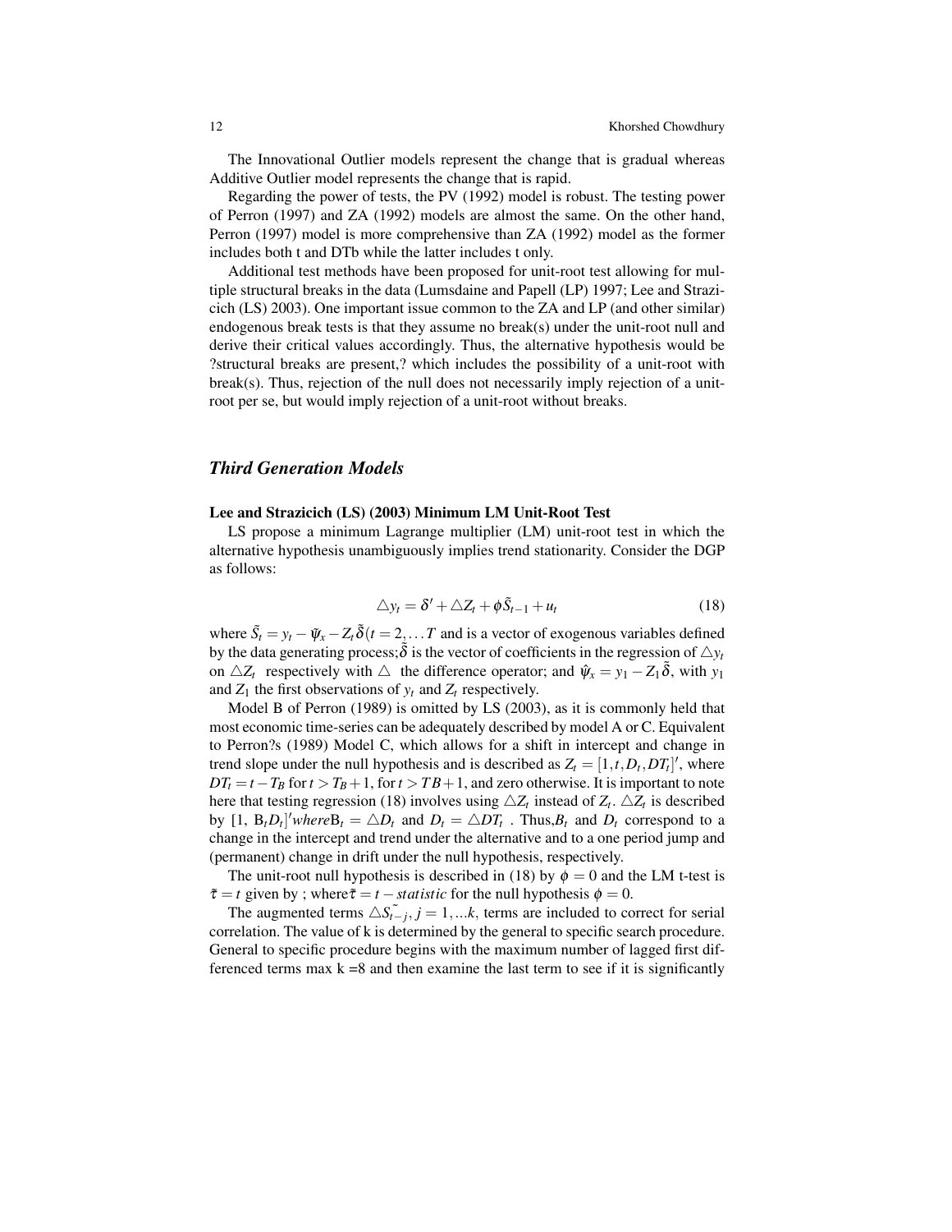The Innovational Outlier models represent the change that is gradual whereas Additive Outlier model represents the change that is rapid.

Regarding the power of tests, the PV (1992) model is robust. The testing power of Perron (1997) and ZA (1992) models are almost the same. On the other hand, Perron (1997) model is more comprehensive than ZA (1992) model as the former includes both t and DTb while the latter includes t only.

Additional test methods have been proposed for unit-root test allowing for multiple structural breaks in the data (Lumsdaine and Papell (LP) 1997; Lee and Strazicich (LS) 2003). One important issue common to the ZA and LP (and other similar) endogenous break tests is that they assume no break(s) under the unit-root null and derive their critical values accordingly. Thus, the alternative hypothesis would be ?structural breaks are present,? which includes the possibility of a unit-root with break(s). Thus, rejection of the null does not necessarily imply rejection of a unit-root per se, but would imply rejection of a unit-root without breaks.

## *Third Generation Models*

**Lee and Strazicich (LS) (2003) Minimum LM Unit-Root Test**

LS propose a minimum Lagrange multiplier (LM) unit-root test in which the alternative hypothesis unambiguously implies trend stationarity. Consider the DGP as follows:

$$\triangle y_t = \delta' + \triangle Z_t + \phi \tilde{S}_{t-1} + u_t \tag{18}$$

where $\tilde{S}_t = y_t - \tilde{\psi}_x - Z_t \tilde{\delta} (t = 2, \ldots T$ and is a vector of exogenous variables defined by the data generating process; $\tilde{\delta}$ is the vector of coefficients in the regression of $\triangle y_t$ on $\triangle Z_t$ respectively with $\triangle$ the difference operator; and $\hat{\psi}_x = y_1 - Z_1 \tilde{\delta}$, with $y_1$ and $Z_1$ the first observations of $y_t$ and $Z_t$ respectively.

Model B of Perron (1989) is omitted by LS (2003), as it is commonly held that most economic time-series can be adequately described by model A or C. Equivalent to Perron?s (1989) Model C, which allows for a shift in intercept and change in trend slope under the null hypothesis and is described as $Z_t = [1, t, D_t, DT_t]'$, where $DT_t = t - T_B$ for $t > T_B + 1$, for $t > TB + 1$, and zero otherwise. It is important to note here that testing regression (18) involves using $\triangle Z_t$ instead of $Z_t$. $\triangle Z_t$ is described by $[1,\ B_t D_t]' where B_t = \triangle D_t$ and $D_t = \triangle DT_t$ . Thus, $B_t$ and $D_t$ correspond to a change in the intercept and trend under the alternative and to a one period jump and (permanent) change in drift under the null hypothesis, respectively.

The unit-root null hypothesis is described in (18) by $\phi = 0$ and the LM t-test is $\tilde{\tau} = t$ given by ; where $\tilde{\tau} = t - statistic$ for the null hypothesis $\phi = 0$.

The augmented terms $\triangle \tilde{S_{t-j}}, j = 1, \ldots k$, terms are included to correct for serial correlation. The value of k is determined by the general to specific search procedure. General to specific procedure begins with the maximum number of lagged first differenced terms max k =8 and then examine the last term to see if it is significantly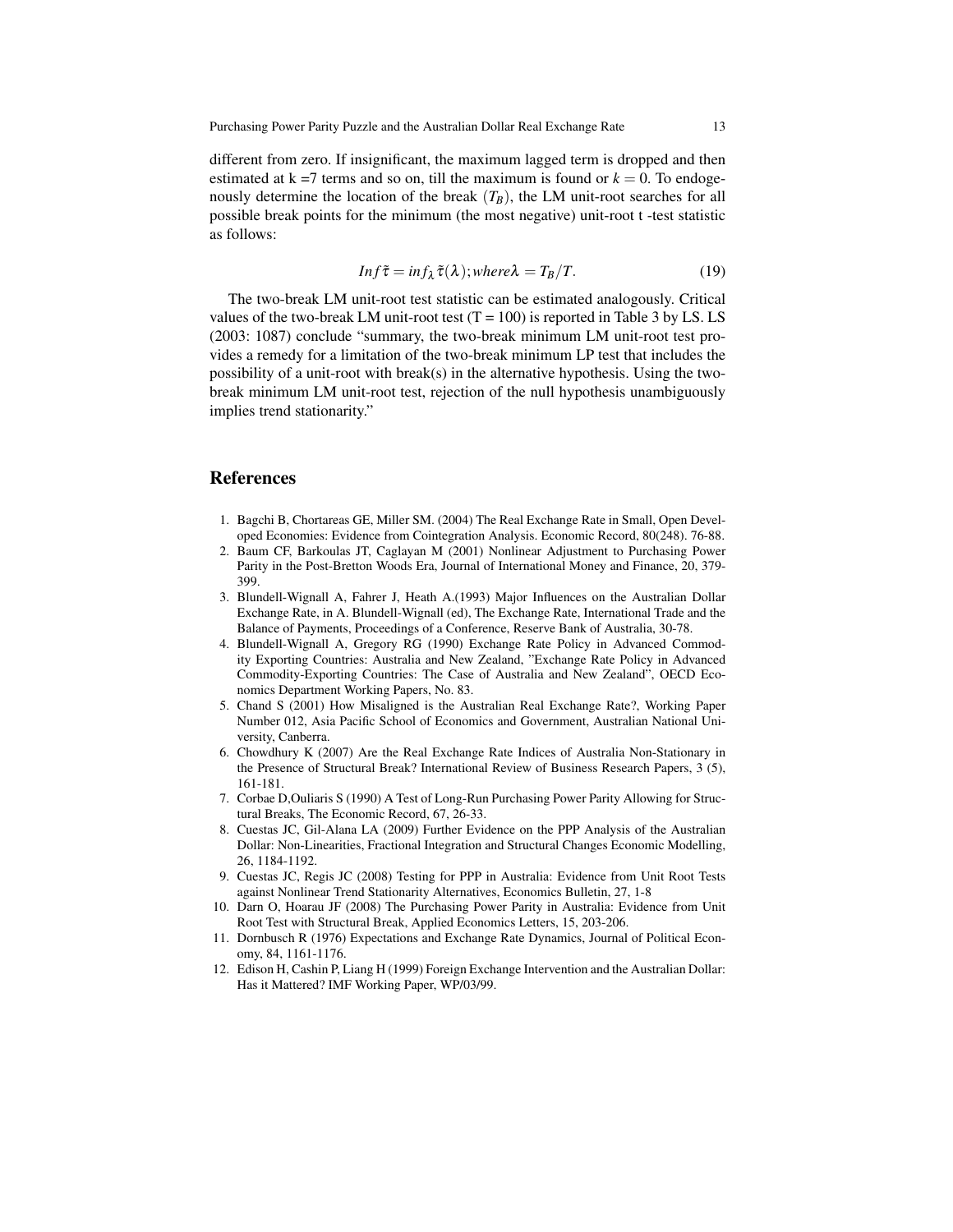different from zero. If insignificant, the maximum lagged term is dropped and then estimated at k =7 terms and so on, till the maximum is found or $k = 0$. To endogenously determine the location of the break ($T_B$), the LM unit-root searches for all possible break points for the minimum (the most negative) unit-root t -test statistic as follows:

$$Inf\,\tilde{\tau} = inf_{\lambda}\,\tilde{\tau}(\lambda); where \lambda = T_B/T. \tag{19}$$

The two-break LM unit-root test statistic can be estimated analogously. Critical values of the two-break LM unit-root test (T = 100) is reported in Table 3 by LS. LS (2003: 1087) conclude "summary, the two-break minimum LM unit-root test provides a remedy for a limitation of the two-break minimum LP test that includes the possibility of a unit-root with break(s) in the alternative hypothesis. Using the two-break minimum LM unit-root test, rejection of the null hypothesis unambiguously implies trend stationarity."

## References

1. Bagchi B, Chortareas GE, Miller SM. (2004) The Real Exchange Rate in Small, Open Developed Economies: Evidence from Cointegration Analysis. Economic Record, 80(248). 76-88.
2. Baum CF, Barkoulas JT, Caglayan M (2001) Nonlinear Adjustment to Purchasing Power Parity in the Post-Bretton Woods Era, Journal of International Money and Finance, 20, 379-399.
3. Blundell-Wignall A, Fahrer J, Heath A.(1993) Major Influences on the Australian Dollar Exchange Rate, in A. Blundell-Wignall (ed), The Exchange Rate, International Trade and the Balance of Payments, Proceedings of a Conference, Reserve Bank of Australia, 30-78.
4. Blundell-Wignall A, Gregory RG (1990) Exchange Rate Policy in Advanced Commodity Exporting Countries: Australia and New Zealand, "Exchange Rate Policy in Advanced Commodity-Exporting Countries: The Case of Australia and New Zealand", OECD Economics Department Working Papers, No. 83.
5. Chand S (2001) How Misaligned is the Australian Real Exchange Rate?, Working Paper Number 012, Asia Pacific School of Economics and Government, Australian National University, Canberra.
6. Chowdhury K (2007) Are the Real Exchange Rate Indices of Australia Non-Stationary in the Presence of Structural Break? International Review of Business Research Papers, 3 (5), 161-181.
7. Corbae D,Ouliaris S (1990) A Test of Long-Run Purchasing Power Parity Allowing for Structural Breaks, The Economic Record, 67, 26-33.
8. Cuestas JC, Gil-Alana LA (2009) Further Evidence on the PPP Analysis of the Australian Dollar: Non-Linearities, Fractional Integration and Structural Changes Economic Modelling, 26, 1184-1192.
9. Cuestas JC, Regis JC (2008) Testing for PPP in Australia: Evidence from Unit Root Tests against Nonlinear Trend Stationarity Alternatives, Economics Bulletin, 27, 1-8
10. Darn O, Hoarau JF (2008) The Purchasing Power Parity in Australia: Evidence from Unit Root Test with Structural Break, Applied Economics Letters, 15, 203-206.
11. Dornbusch R (1976) Expectations and Exchange Rate Dynamics, Journal of Political Economy, 84, 1161-1176.
12. Edison H, Cashin P, Liang H (1999) Foreign Exchange Intervention and the Australian Dollar: Has it Mattered? IMF Working Paper, WP/03/99.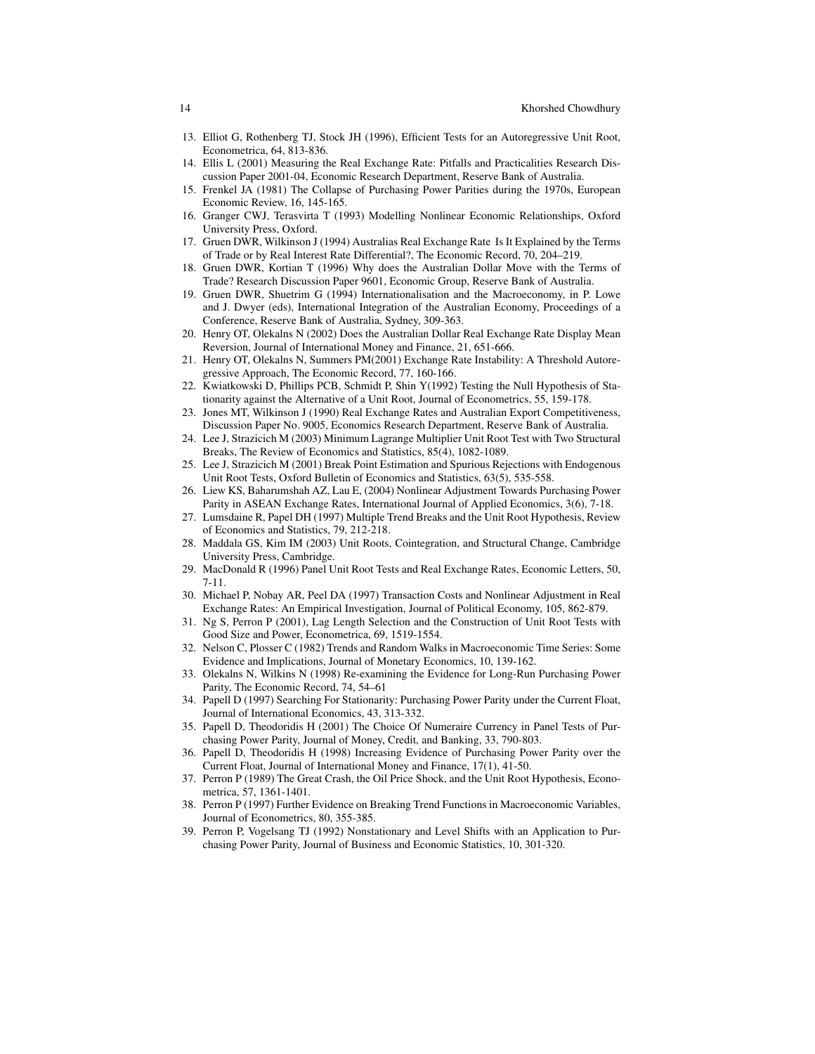13. Elliot G, Rothenberg TJ, Stock JH (1996), Efficient Tests for an Autoregressive Unit Root, Econometrica, 64, 813-836.
14. Ellis L (2001) Measuring the Real Exchange Rate: Pitfalls and Practicalities Research Discussion Paper 2001-04, Economic Research Department, Reserve Bank of Australia.
15. Frenkel JA (1981) The Collapse of Purchasing Power Parities during the 1970s, European Economic Review, 16, 145-165.
16. Granger CWJ, Terasvirta T (1993) Modelling Nonlinear Economic Relationships, Oxford University Press, Oxford.
17. Gruen DWR, Wilkinson J (1994) Australias Real Exchange Rate Is It Explained by the Terms of Trade or by Real Interest Rate Differential?, The Economic Record, 70, 204–219.
18. Gruen DWR, Kortian T (1996) Why does the Australian Dollar Move with the Terms of Trade? Research Discussion Paper 9601, Economic Group, Reserve Bank of Australia.
19. Gruen DWR, Shuetrim G (1994) Internationalisation and the Macroeconomy, in P. Lowe and J. Dwyer (eds), International Integration of the Australian Economy, Proceedings of a Conference, Reserve Bank of Australia, Sydney, 309-363.
20. Henry OT, Olekalns N (2002) Does the Australian Dollar Real Exchange Rate Display Mean Reversion, Journal of International Money and Finance, 21, 651-666.
21. Henry OT, Olekalns N, Summers PM(2001) Exchange Rate Instability: A Threshold Autoregressive Approach, The Economic Record, 77, 160-166.
22. Kwiatkowski D, Phillips PCB, Schmidt P, Shin Y(1992) Testing the Null Hypothesis of Stationarity against the Alternative of a Unit Root, Journal of Econometrics, 55, 159-178.
23. Jones MT, Wilkinson J (1990) Real Exchange Rates and Australian Export Competitiveness, Discussion Paper No. 9005, Economics Research Department, Reserve Bank of Australia.
24. Lee J, Strazicich M (2003) Minimum Lagrange Multiplier Unit Root Test with Two Structural Breaks, The Review of Economics and Statistics, 85(4), 1082-1089.
25. Lee J, Strazicich M (2001) Break Point Estimation and Spurious Rejections with Endogenous Unit Root Tests, Oxford Bulletin of Economics and Statistics, 63(5), 535-558.
26. Liew KS, Baharumshah AZ, Lau E, (2004) Nonlinear Adjustment Towards Purchasing Power Parity in ASEAN Exchange Rates, International Journal of Applied Economics, 3(6), 7-18.
27. Lumsdaine R, Papel DH (1997) Multiple Trend Breaks and the Unit Root Hypothesis, Review of Economics and Statistics, 79, 212-218.
28. Maddala GS, Kim IM (2003) Unit Roots, Cointegration, and Structural Change, Cambridge University Press, Cambridge.
29. MacDonald R (1996) Panel Unit Root Tests and Real Exchange Rates, Economic Letters, 50, 7-11.
30. Michael P, Nobay AR, Peel DA (1997) Transaction Costs and Nonlinear Adjustment in Real Exchange Rates: An Empirical Investigation, Journal of Political Economy, 105, 862-879.
31. Ng S, Perron P (2001), Lag Length Selection and the Construction of Unit Root Tests with Good Size and Power, Econometrica, 69, 1519-1554.
32. Nelson C, Plosser C (1982) Trends and Random Walks in Macroeconomic Time Series: Some Evidence and Implications, Journal of Monetary Economics, 10, 139-162.
33. Olekalns N, Wilkins N (1998) Re-examining the Evidence for Long-Run Purchasing Power Parity, The Economic Record, 74, 54–61
34. Papell D (1997) Searching For Stationarity: Purchasing Power Parity under the Current Float, Journal of International Economics, 43, 313-332.
35. Papell D, Theodoridis H (2001) The Choice Of Numeraire Currency in Panel Tests of Purchasing Power Parity, Journal of Money, Credit, and Banking, 33, 790-803.
36. Papell D, Theodoridis H (1998) Increasing Evidence of Purchasing Power Parity over the Current Float, Journal of International Money and Finance, 17(1), 41-50.
37. Perron P (1989) The Great Crash, the Oil Price Shock, and the Unit Root Hypothesis, Econometrica, 57, 1361-1401.
38. Perron P (1997) Further Evidence on Breaking Trend Functions in Macroeconomic Variables, Journal of Econometrics, 80, 355-385.
39. Perron P, Vogelsang TJ (1992) Nonstationary and Level Shifts with an Application to Purchasing Power Parity, Journal of Business and Economic Statistics, 10, 301-320.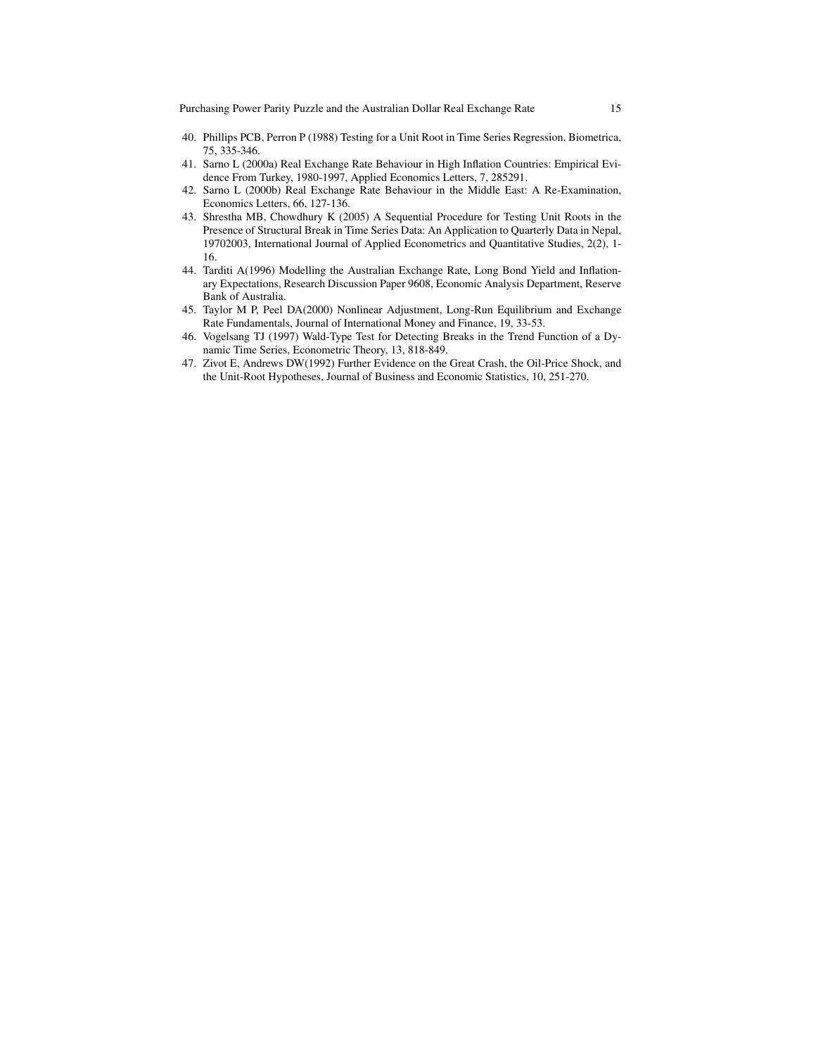40. Phillips PCB, Perron P (1988) Testing for a Unit Root in Time Series Regression, Biometrica, 75, 335-346.
41. Sarno L (2000a) Real Exchange Rate Behaviour in High Inflation Countries: Empirical Evidence From Turkey, 1980-1997, Applied Economics Letters, 7, 285291.
42. Sarno L (2000b) Real Exchange Rate Behaviour in the Middle East: A Re-Examination, Economics Letters, 66, 127-136.
43. Shrestha MB, Chowdhury K (2005) A Sequential Procedure for Testing Unit Roots in the Presence of Structural Break in Time Series Data: An Application to Quarterly Data in Nepal, 19702003, International Journal of Applied Econometrics and Quantitative Studies, 2(2), 1-16.
44. Tarditi A(1996) Modelling the Australian Exchange Rate, Long Bond Yield and Inflationary Expectations, Research Discussion Paper 9608, Economic Analysis Department, Reserve Bank of Australia.
45. Taylor M P, Peel DA(2000) Nonlinear Adjustment, Long-Run Equilibrium and Exchange Rate Fundamentals, Journal of International Money and Finance, 19, 33-53.
46. Vogelsang TJ (1997) Wald-Type Test for Detecting Breaks in the Trend Function of a Dynamic Time Series, Econometric Theory, 13, 818-849.
47. Zivot E, Andrews DW(1992) Further Evidence on the Great Crash, the Oil-Price Shock, and the Unit-Root Hypotheses, Journal of Business and Economic Statistics, 10, 251-270.